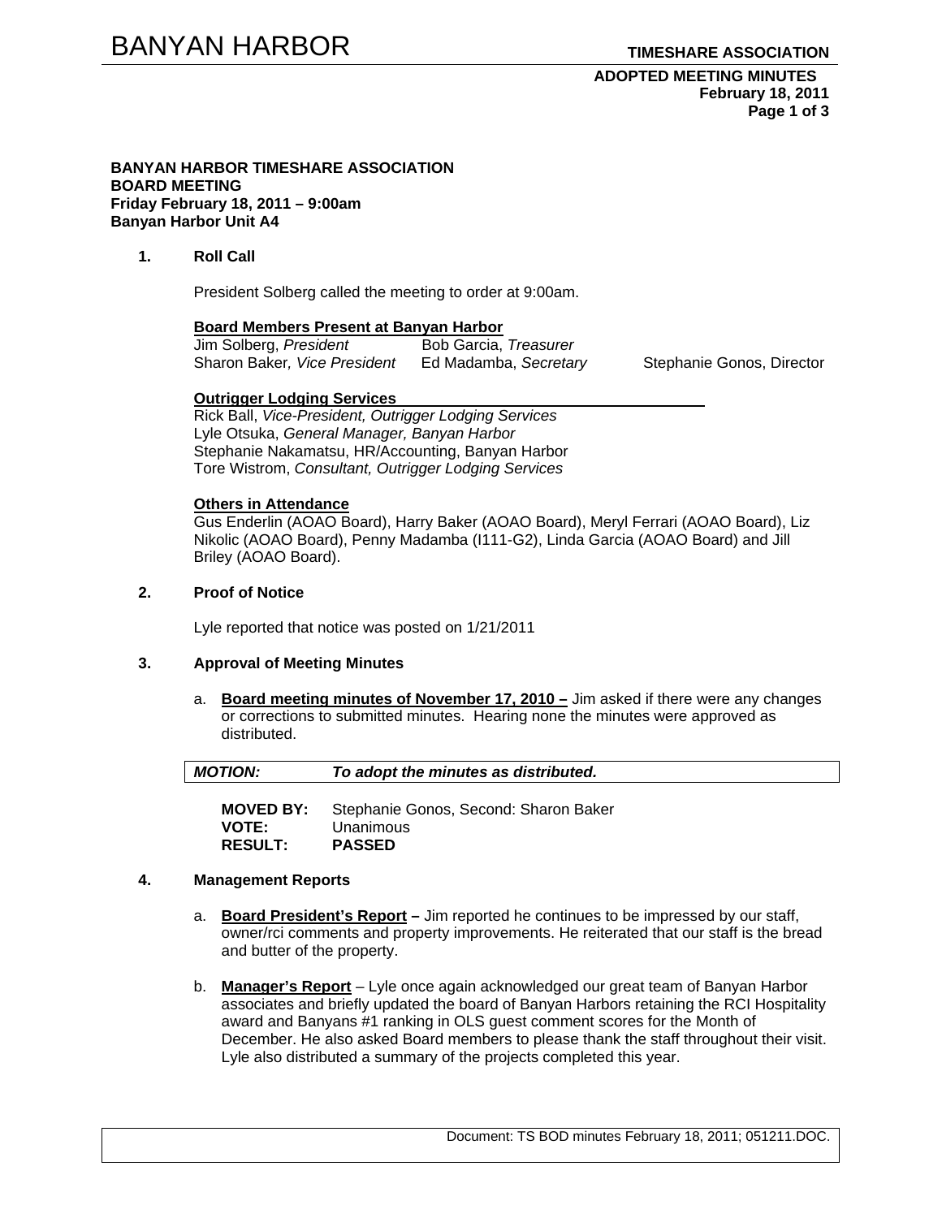# BANYAN HARBOR

**TIMESHARE ASSOCIATION**

**ADOPTED MEETING MINUTES**
**February 18, 2011**

**BANYAN HARBOR TIMESHARE ASSOCIATION**
**BOARD MEETING**
**Friday February 18, 2011 – 9:00am**
**Banyan Harbor Unit A4**

## 1. Roll Call

President Solberg called the meeting to order at 9:00am.

**Board Members Present at Banyan Harbor**

Jim Solberg, *President*
Bob Garcia, *Treasurer*
Sharon Baker, *Vice President*
Ed Madamba, *Secretary*
Stephanie Gonos, Director

**Outrigger Lodging Services**

Rick Ball, *Vice-President, Outrigger Lodging Services*
Lyle Otsuka, *General Manager, Banyan Harbor*
Stephanie Nakamatsu, HR/Accounting, Banyan Harbor
Tore Wistrom, *Consultant, Outrigger Lodging Services*

**Others in Attendance**

Gus Enderlin (AOAO Board), Harry Baker (AOAO Board), Meryl Ferrari (AOAO Board), Liz Nikolic (AOAO Board), Penny Madamba (I111-G2), Linda Garcia (AOAO Board) and Jill Briley (AOAO Board).

## 2. Proof of Notice

Lyle reported that notice was posted on 1/21/2011

## 3. Approval of Meeting Minutes

a. **Board meeting minutes of November 17, 2010 –** Jim asked if there were any changes or corrections to submitted minutes. Hearing none the minutes were approved as distributed.

***MOTION:*** ***To adopt the minutes as distributed.***

**MOVED BY:** Stephanie Gonos, Second: Sharon Baker
**VOTE:** Unanimous
**RESULT:** **PASSED**

## 4. Management Reports

a. **Board President's Report –** Jim reported he continues to be impressed by our staff, owner/rci comments and property improvements. He reiterated that our staff is the bread and butter of the property.

b. **Manager's Report** – Lyle once again acknowledged our great team of Banyan Harbor associates and briefly updated the board of Banyan Harbors retaining the RCI Hospitality award and Banyans #1 ranking in OLS guest comment scores for the Month of December. He also asked Board members to please thank the staff throughout their visit. Lyle also distributed a summary of the projects completed this year.

Document: TS BOD minutes February 18, 2011; 051211.DOC.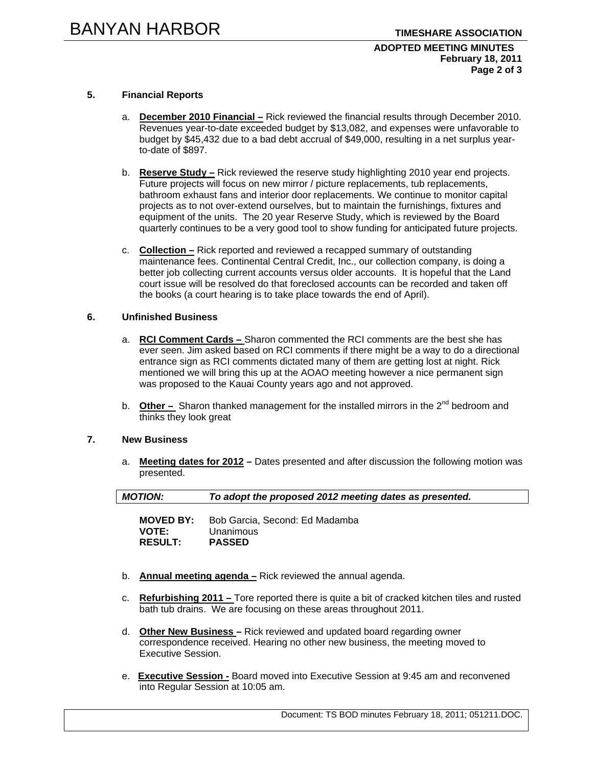**5. Financial Reports**

a. **December 2010 Financial –** Rick reviewed the financial results through December 2010. Revenues year-to-date exceeded budget by $13,082, and expenses were unfavorable to budget by $45,432 due to a bad debt accrual of $49,000, resulting in a net surplus year-to-date of $897.

b. **Reserve Study –** Rick reviewed the reserve study highlighting 2010 year end projects. Future projects will focus on new mirror / picture replacements, tub replacements, bathroom exhaust fans and interior door replacements. We continue to monitor capital projects as to not over-extend ourselves, but to maintain the furnishings, fixtures and equipment of the units. The 20 year Reserve Study, which is reviewed by the Board quarterly continues to be a very good tool to show funding for anticipated future projects.

c. **Collection –** Rick reported and reviewed a recapped summary of outstanding maintenance fees. Continental Central Credit, Inc., our collection company, is doing a better job collecting current accounts versus older accounts. It is hopeful that the Land court issue will be resolved do that foreclosed accounts can be recorded and taken off the books (a court hearing is to take place towards the end of April).

**6. Unfinished Business**

a. **RCI Comment Cards –** Sharon commented the RCI comments are the best she has ever seen. Jim asked based on RCI comments if there might be a way to do a directional entrance sign as RCI comments dictated many of them are getting lost at night. Rick mentioned we will bring this up at the AOAO meeting however a nice permanent sign was proposed to the Kauai County years ago and not approved.

b. **Other –** Sharon thanked management for the installed mirrors in the 2nd bedroom and thinks they look great

**7. New Business**

a. **Meeting dates for 2012 –** Dates presented and after discussion the following motion was presented.

***MOTION:*** ***To adopt the proposed 2012 meeting dates as presented.***

**MOVED BY:** Bob Garcia, Second: Ed Madamba
**VOTE:** Unanimous
**RESULT:** **PASSED**

b. **Annual meeting agenda –** Rick reviewed the annual agenda.

c. **Refurbishing 2011 –** Tore reported there is quite a bit of cracked kitchen tiles and rusted bath tub drains. We are focusing on these areas throughout 2011.

d. **Other New Business –** Rick reviewed and updated board regarding owner correspondence received. Hearing no other new business, the meeting moved to Executive Session.

e. **Executive Session -** Board moved into Executive Session at 9:45 am and reconvened into Regular Session at 10:05 am.

Document: TS BOD minutes February 18, 2011; 051211.DOC.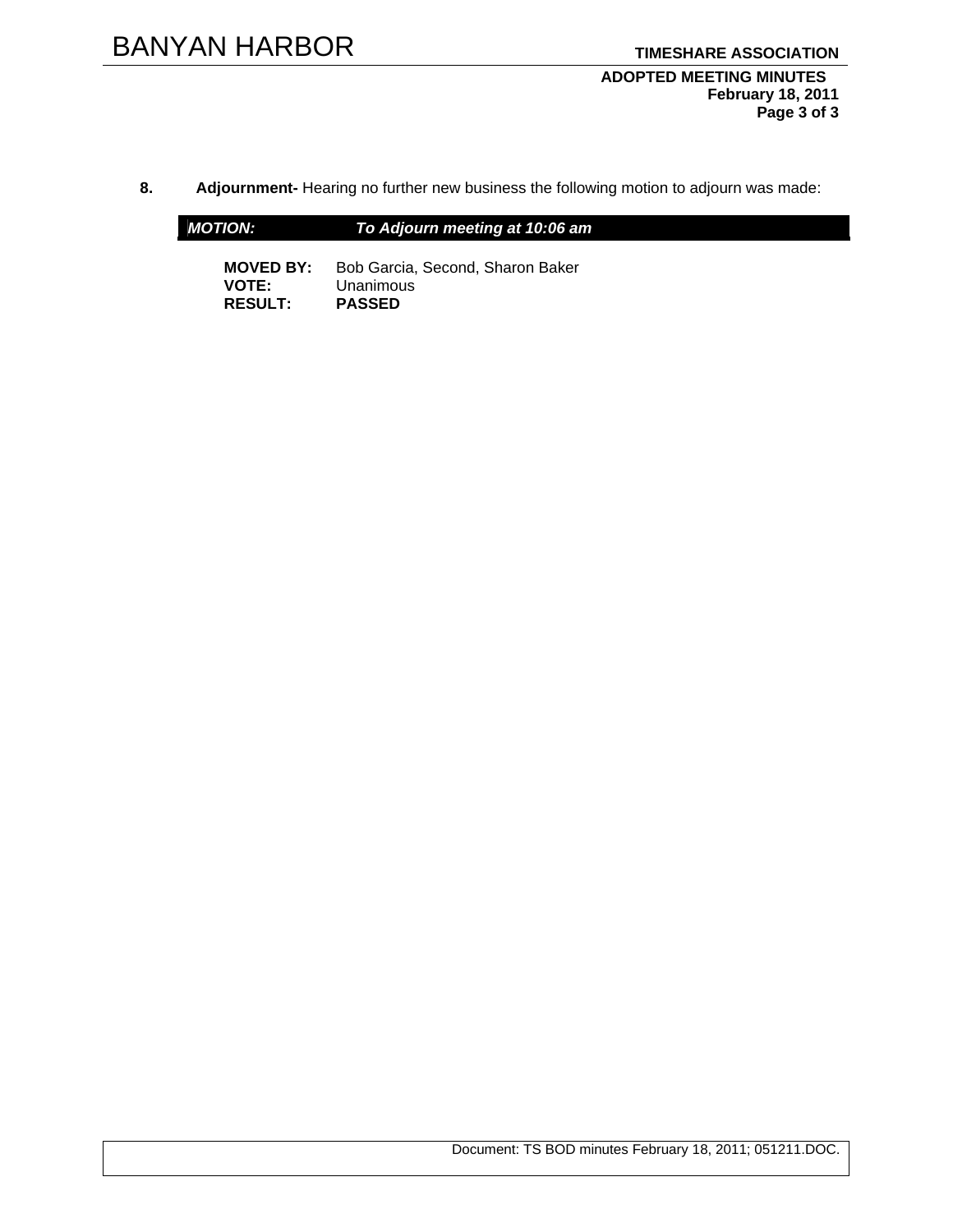**8. Adjournment-** Hearing no further new business the following motion to adjourn was made:

***MOTION: To Adjourn meeting at 10:06 am***

**MOVED BY:** Bob Garcia, Second, Sharon Baker
**VOTE:** Unanimous
**RESULT:** **PASSED**

Document: TS BOD minutes February 18, 2011; 051211.DOC.